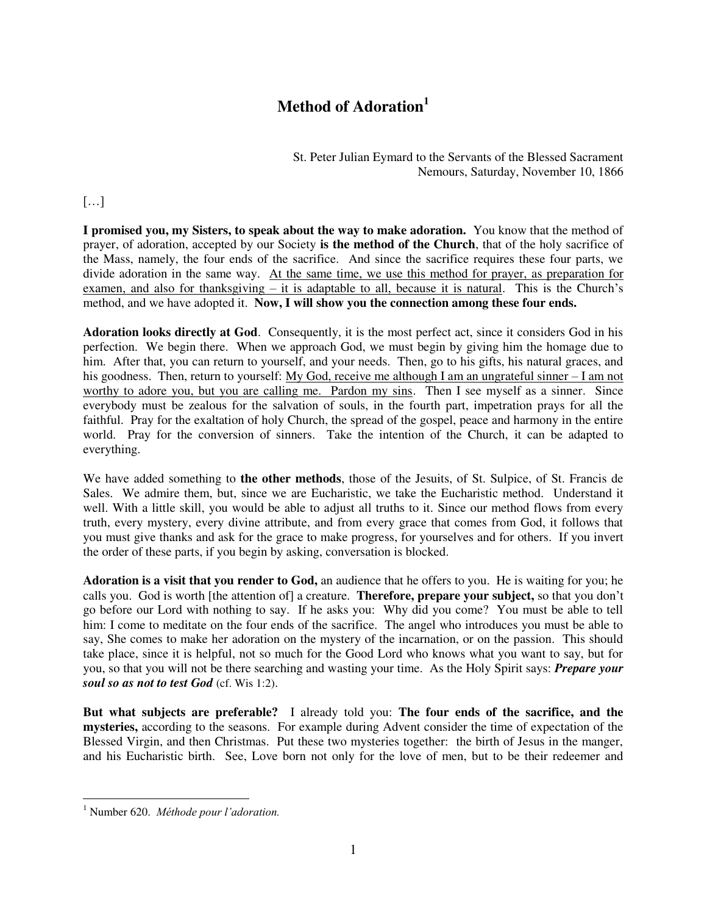# Method of Adoration[1]

St. Peter Julian Eymard to the Servants of the Blessed Sacrament
Nemours, Saturday, November 10, 1866

[…]

**I promised you, my Sisters, to speak about the way to make adoration.** You know that the method of prayer, of adoration, accepted by our Society **is the method of the Church**, that of the holy sacrifice of the Mass, namely, the four ends of the sacrifice. And since the sacrifice requires these four parts, we divide adoration in the same way. <u>At the same time, we use this method for prayer, as preparation for examen, and also for thanksgiving – it is adaptable to all, because it is natural</u>. This is the Church's method, and we have adopted it. **Now, I will show you the connection among these four ends.**

**Adoration looks directly at God**. Consequently, it is the most perfect act, since it considers God in his perfection. We begin there. When we approach God, we must begin by giving him the homage due to him. After that, you can return to yourself, and your needs. Then, go to his gifts, his natural graces, and his goodness. Then, return to yourself: <u>My God, receive me although I am an ungrateful sinner – I am not worthy to adore you, but you are calling me. Pardon my sins</u>. Then I see myself as a sinner. Since everybody must be zealous for the salvation of souls, in the fourth part, impetration prays for all the faithful. Pray for the exaltation of holy Church, the spread of the gospel, peace and harmony in the entire world. Pray for the conversion of sinners. Take the intention of the Church, it can be adapted to everything.

We have added something to **the other methods**, those of the Jesuits, of St. Sulpice, of St. Francis de Sales. We admire them, but, since we are Eucharistic, we take the Eucharistic method. Understand it well. With a little skill, you would be able to adjust all truths to it. Since our method flows from every truth, every mystery, every divine attribute, and from every grace that comes from God, it follows that you must give thanks and ask for the grace to make progress, for yourselves and for others. If you invert the order of these parts, if you begin by asking, conversation is blocked.

**Adoration is a visit that you render to God,** an audience that he offers to you. He is waiting for you; he calls you. God is worth [the attention of] a creature. **Therefore, prepare your subject,** so that you don't go before our Lord with nothing to say. If he asks you: Why did you come? You must be able to tell him: I come to meditate on the four ends of the sacrifice. The angel who introduces you must be able to say, She comes to make her adoration on the mystery of the incarnation, or on the passion. This should take place, since it is helpful, not so much for the Good Lord who knows what you want to say, but for you, so that you will not be there searching and wasting your time. As the Holy Spirit says: ***Prepare your soul so as not to test God*** (cf. Wis 1:2).

**But what subjects are preferable?** I already told you: **The four ends of the sacrifice, and the mysteries,** according to the seasons. For example during Advent consider the time of expectation of the Blessed Virgin, and then Christmas. Put these two mysteries together: the birth of Jesus in the manger, and his Eucharistic birth. See, Love born not only for the love of men, but to be their redeemer and

---

[1] Number 620. *Méthode pour l'adoration.*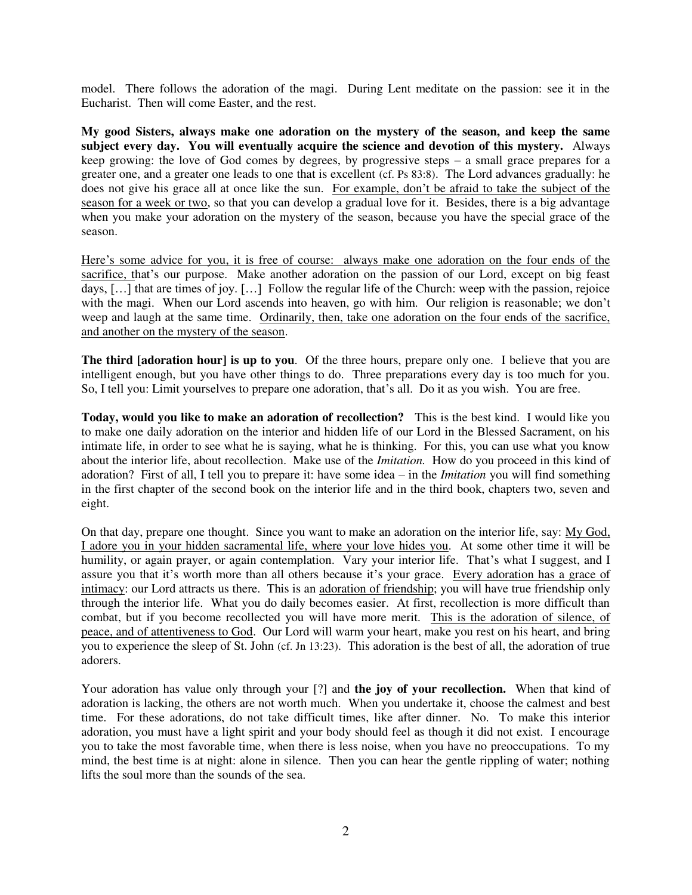model. There follows the adoration of the magi. During Lent meditate on the passion: see it in the Eucharist. Then will come Easter, and the rest.

**My good Sisters, always make one adoration on the mystery of the season, and keep the same subject every day. You will eventually acquire the science and devotion of this mystery.** Always keep growing: the love of God comes by degrees, by progressive steps – a small grace prepares for a greater one, and a greater one leads to one that is excellent (cf. Ps 83:8). The Lord advances gradually: he does not give his grace all at once like the sun. <u>For example, don't be afraid to take the subject of the season for a week or two</u>, so that you can develop a gradual love for it. Besides, there is a big advantage when you make your adoration on the mystery of the season, because you have the special grace of the season.

<u>Here's some advice for you, it is free of course: always make one adoration on the four ends of the sacrifice, t</u>hat's our purpose. Make another adoration on the passion of our Lord, except on big feast days, […] that are times of joy. […] Follow the regular life of the Church: weep with the passion, rejoice with the magi. When our Lord ascends into heaven, go with him. Our religion is reasonable; we don't weep and laugh at the same time. <u>Ordinarily, then, take one adoration on the four ends of the sacrifice, and another on the mystery of the season</u>.

**The third [adoration hour] is up to you**. Of the three hours, prepare only one. I believe that you are intelligent enough, but you have other things to do. Three preparations every day is too much for you. So, I tell you: Limit yourselves to prepare one adoration, that's all. Do it as you wish. You are free.

**Today, would you like to make an adoration of recollection?** This is the best kind. I would like you to make one daily adoration on the interior and hidden life of our Lord in the Blessed Sacrament, on his intimate life, in order to see what he is saying, what he is thinking. For this, you can use what you know about the interior life, about recollection. Make use of the *Imitation.* How do you proceed in this kind of adoration? First of all, I tell you to prepare it: have some idea – in the *Imitation* you will find something in the first chapter of the second book on the interior life and in the third book, chapters two, seven and eight.

On that day, prepare one thought. Since you want to make an adoration on the interior life, say: <u>My God, I adore you in your hidden sacramental life, where your love hides you</u>. At some other time it will be humility, or again prayer, or again contemplation. Vary your interior life. That's what I suggest, and I assure you that it's worth more than all others because it's your grace. <u>Every adoration has a grace of intimacy</u>: our Lord attracts us there. This is an <u>adoration of friendship</u>; you will have true friendship only through the interior life. What you do daily becomes easier. At first, recollection is more difficult than combat, but if you become recollected you will have more merit. <u>This is the adoration of silence, of peace, and of attentiveness to God</u>. Our Lord will warm your heart, make you rest on his heart, and bring you to experience the sleep of St. John (cf. Jn 13:23). This adoration is the best of all, the adoration of true adorers.

Your adoration has value only through your [?] and **the joy of your recollection.** When that kind of adoration is lacking, the others are not worth much. When you undertake it, choose the calmest and best time. For these adorations, do not take difficult times, like after dinner. No. To make this interior adoration, you must have a light spirit and your body should feel as though it did not exist. I encourage you to take the most favorable time, when there is less noise, when you have no preoccupations. To my mind, the best time is at night: alone in silence. Then you can hear the gentle rippling of water; nothing lifts the soul more than the sounds of the sea.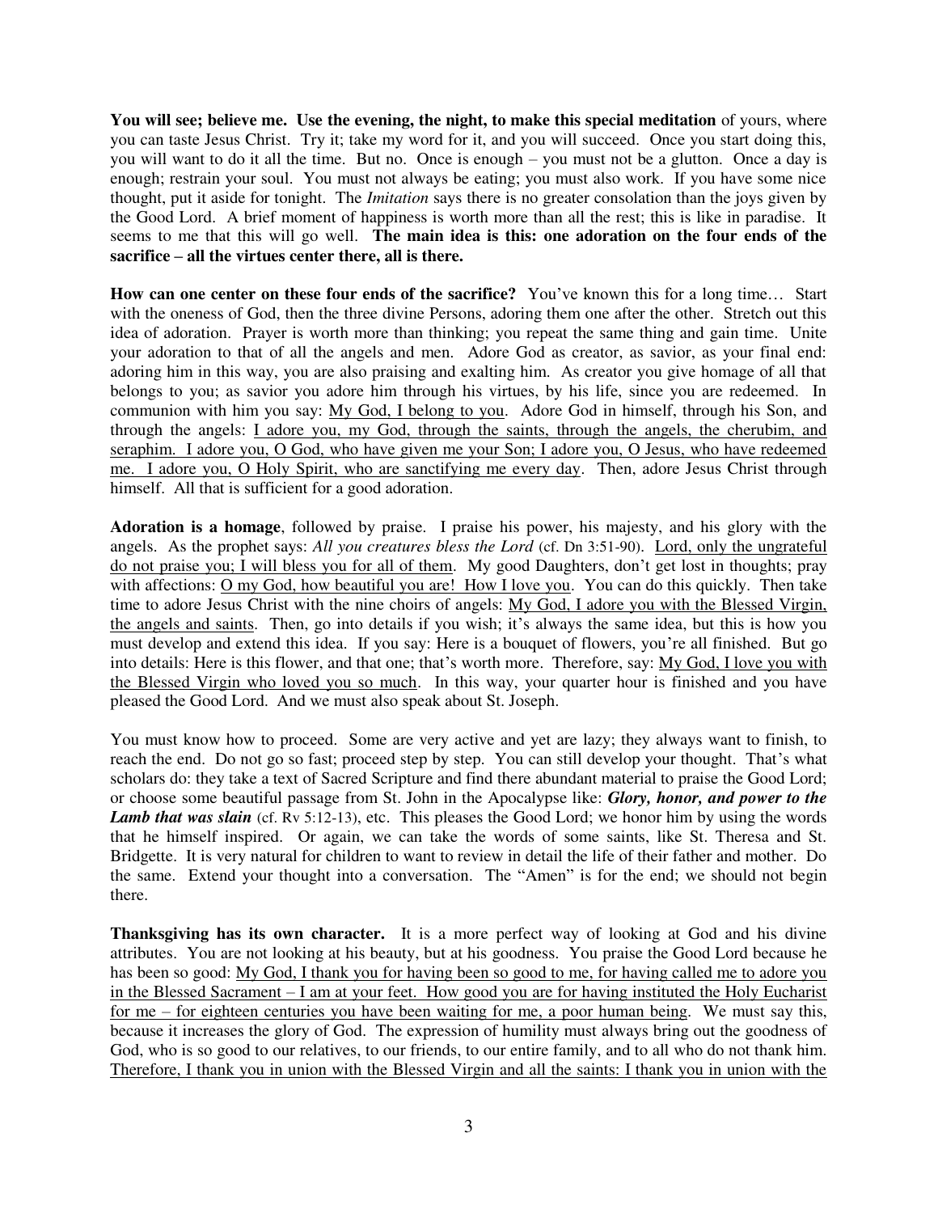**You will see; believe me. Use the evening, the night, to make this special meditation** of yours, where you can taste Jesus Christ. Try it; take my word for it, and you will succeed. Once you start doing this, you will want to do it all the time. But no. Once is enough – you must not be a glutton. Once a day is enough; restrain your soul. You must not always be eating; you must also work. If you have some nice thought, put it aside for tonight. The *Imitation* says there is no greater consolation than the joys given by the Good Lord. A brief moment of happiness is worth more than all the rest; this is like in paradise. It seems to me that this will go well. **The main idea is this: one adoration on the four ends of the sacrifice – all the virtues center there, all is there.**

**How can one center on these four ends of the sacrifice?** You've known this for a long time… Start with the oneness of God, then the three divine Persons, adoring them one after the other. Stretch out this idea of adoration. Prayer is worth more than thinking; you repeat the same thing and gain time. Unite your adoration to that of all the angels and men. Adore God as creator, as savior, as your final end: adoring him in this way, you are also praising and exalting him. As creator you give homage of all that belongs to you; as savior you adore him through his virtues, by his life, since you are redeemed. In communion with him you say: <u>My God, I belong to you</u>. Adore God in himself, through his Son, and through the angels: <u>I adore you, my God, through the saints, through the angels, the cherubim, and seraphim. I adore you, O God, who have given me your Son; I adore you, O Jesus, who have redeemed me. I adore you, O Holy Spirit, who are sanctifying me every day</u>. Then, adore Jesus Christ through himself. All that is sufficient for a good adoration.

**Adoration is a homage**, followed by praise. I praise his power, his majesty, and his glory with the angels. As the prophet says: *All you creatures bless the Lord* (cf. Dn 3:51-90). <u>Lord, only the ungrateful do not praise you; I will bless you for all of them</u>. My good Daughters, don't get lost in thoughts; pray with affections: <u>O my God, how beautiful you are! How I love you</u>. You can do this quickly. Then take time to adore Jesus Christ with the nine choirs of angels: <u>My God, I adore you with the Blessed Virgin, the angels and saints</u>. Then, go into details if you wish; it's always the same idea, but this is how you must develop and extend this idea. If you say: Here is a bouquet of flowers, you're all finished. But go into details: Here is this flower, and that one; that's worth more. Therefore, say: <u>My God, I love you with the Blessed Virgin who loved you so much</u>. In this way, your quarter hour is finished and you have pleased the Good Lord. And we must also speak about St. Joseph.

You must know how to proceed. Some are very active and yet are lazy; they always want to finish, to reach the end. Do not go so fast; proceed step by step. You can still develop your thought. That's what scholars do: they take a text of Sacred Scripture and find there abundant material to praise the Good Lord; or choose some beautiful passage from St. John in the Apocalypse like: ***Glory, honor, and power to the Lamb that was slain*** (cf. Rv 5:12-13), etc. This pleases the Good Lord; we honor him by using the words that he himself inspired. Or again, we can take the words of some saints, like St. Theresa and St. Bridgette. It is very natural for children to want to review in detail the life of their father and mother. Do the same. Extend your thought into a conversation. The "Amen" is for the end; we should not begin there.

**Thanksgiving has its own character.** It is a more perfect way of looking at God and his divine attributes. You are not looking at his beauty, but at his goodness. You praise the Good Lord because he has been so good: <u>My God, I thank you for having been so good to me, for having called me to adore you in the Blessed Sacrament – I am at your feet. How good you are for having instituted the Holy Eucharist for me – for eighteen centuries you have been waiting for me, a poor human being</u>. We must say this, because it increases the glory of God. The expression of humility must always bring out the goodness of God, who is so good to our relatives, to our friends, to our entire family, and to all who do not thank him. <u>Therefore, I thank you in union with the Blessed Virgin and all the saints: I thank you in union with the</u>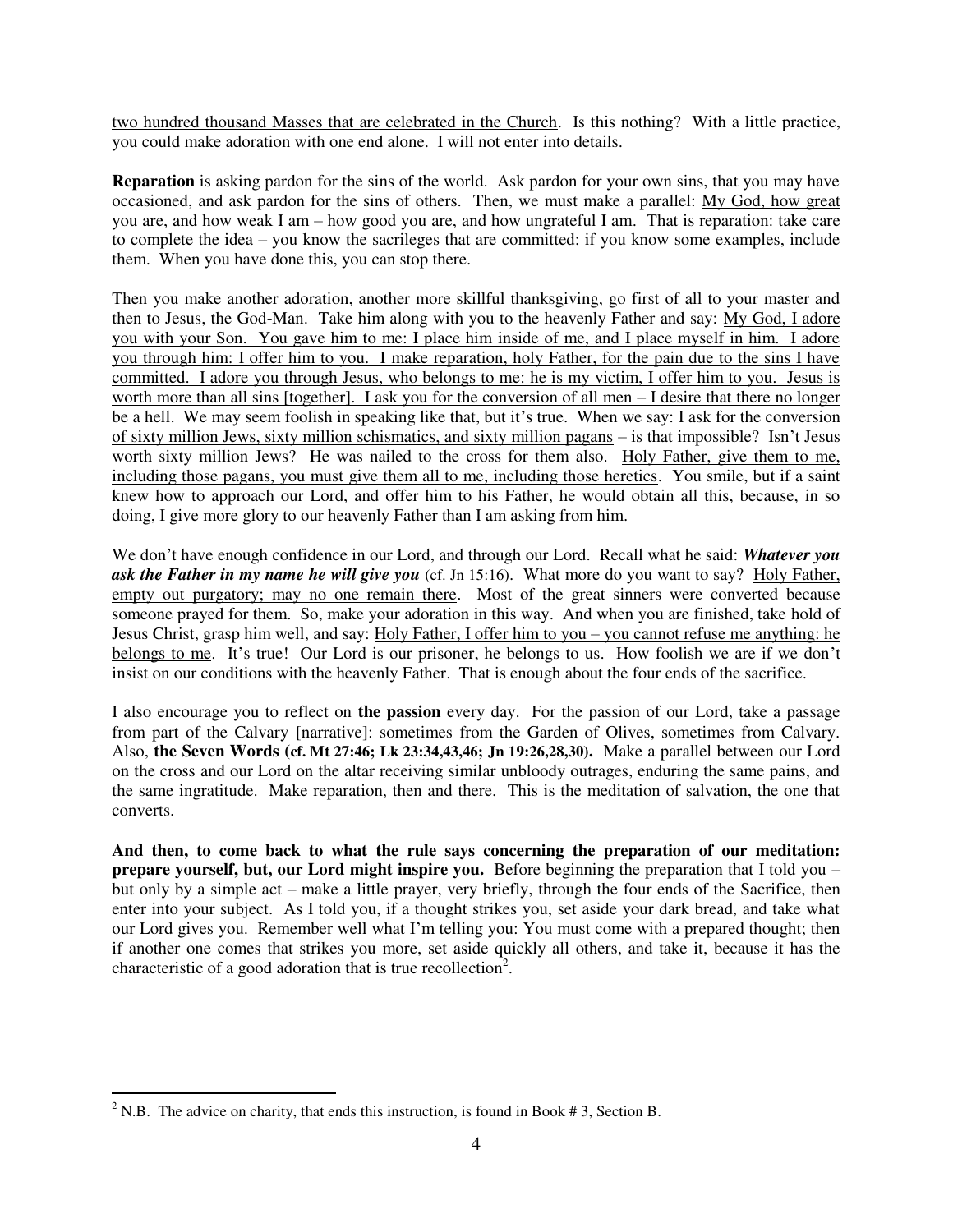two hundred thousand Masses that are celebrated in the Church. Is this nothing? With a little practice, you could make adoration with one end alone. I will not enter into details.

**Reparation** is asking pardon for the sins of the world. Ask pardon for your own sins, that you may have occasioned, and ask pardon for the sins of others. Then, we must make a parallel: My God, how great you are, and how weak I am – how good you are, and how ungrateful I am. That is reparation: take care to complete the idea – you know the sacrileges that are committed: if you know some examples, include them. When you have done this, you can stop there.

Then you make another adoration, another more skillful thanksgiving, go first of all to your master and then to Jesus, the God-Man. Take him along with you to the heavenly Father and say: My God, I adore you with your Son. You gave him to me: I place him inside of me, and I place myself in him. I adore you through him: I offer him to you. I make reparation, holy Father, for the pain due to the sins I have committed. I adore you through Jesus, who belongs to me: he is my victim, I offer him to you. Jesus is worth more than all sins [together]. I ask you for the conversion of all men – I desire that there no longer be a hell. We may seem foolish in speaking like that, but it's true. When we say: I ask for the conversion of sixty million Jews, sixty million schismatics, and sixty million pagans – is that impossible? Isn't Jesus worth sixty million Jews? He was nailed to the cross for them also. Holy Father, give them to me, including those pagans, you must give them all to me, including those heretics. You smile, but if a saint knew how to approach our Lord, and offer him to his Father, he would obtain all this, because, in so doing, I give more glory to our heavenly Father than I am asking from him.

We don't have enough confidence in our Lord, and through our Lord. Recall what he said: ***Whatever you ask the Father in my name he will give you*** (cf. Jn 15:16). What more do you want to say? Holy Father, empty out purgatory; may no one remain there. Most of the great sinners were converted because someone prayed for them. So, make your adoration in this way. And when you are finished, take hold of Jesus Christ, grasp him well, and say: Holy Father, I offer him to you – you cannot refuse me anything: he belongs to me. It's true! Our Lord is our prisoner, he belongs to us. How foolish we are if we don't insist on our conditions with the heavenly Father. That is enough about the four ends of the sacrifice.

I also encourage you to reflect on **the passion** every day. For the passion of our Lord, take a passage from part of the Calvary [narrative]: sometimes from the Garden of Olives, sometimes from Calvary. Also, **the Seven Words (cf. Mt 27:46; Lk 23:34,43,46; Jn 19:26,28,30).** Make a parallel between our Lord on the cross and our Lord on the altar receiving similar unbloody outrages, enduring the same pains, and the same ingratitude. Make reparation, then and there. This is the meditation of salvation, the one that converts.

**And then, to come back to what the rule says concerning the preparation of our meditation: prepare yourself, but, our Lord might inspire you.** Before beginning the preparation that I told you – but only by a simple act – make a little prayer, very briefly, through the four ends of the Sacrifice, then enter into your subject. As I told you, if a thought strikes you, set aside your dark bread, and take what our Lord gives you. Remember well what I'm telling you: You must come with a prepared thought; then if another one comes that strikes you more, set aside quickly all others, and take it, because it has the characteristic of a good adoration that is true recollection[2].

---

[2] N.B. The advice on charity, that ends this instruction, is found in Book # 3, Section B.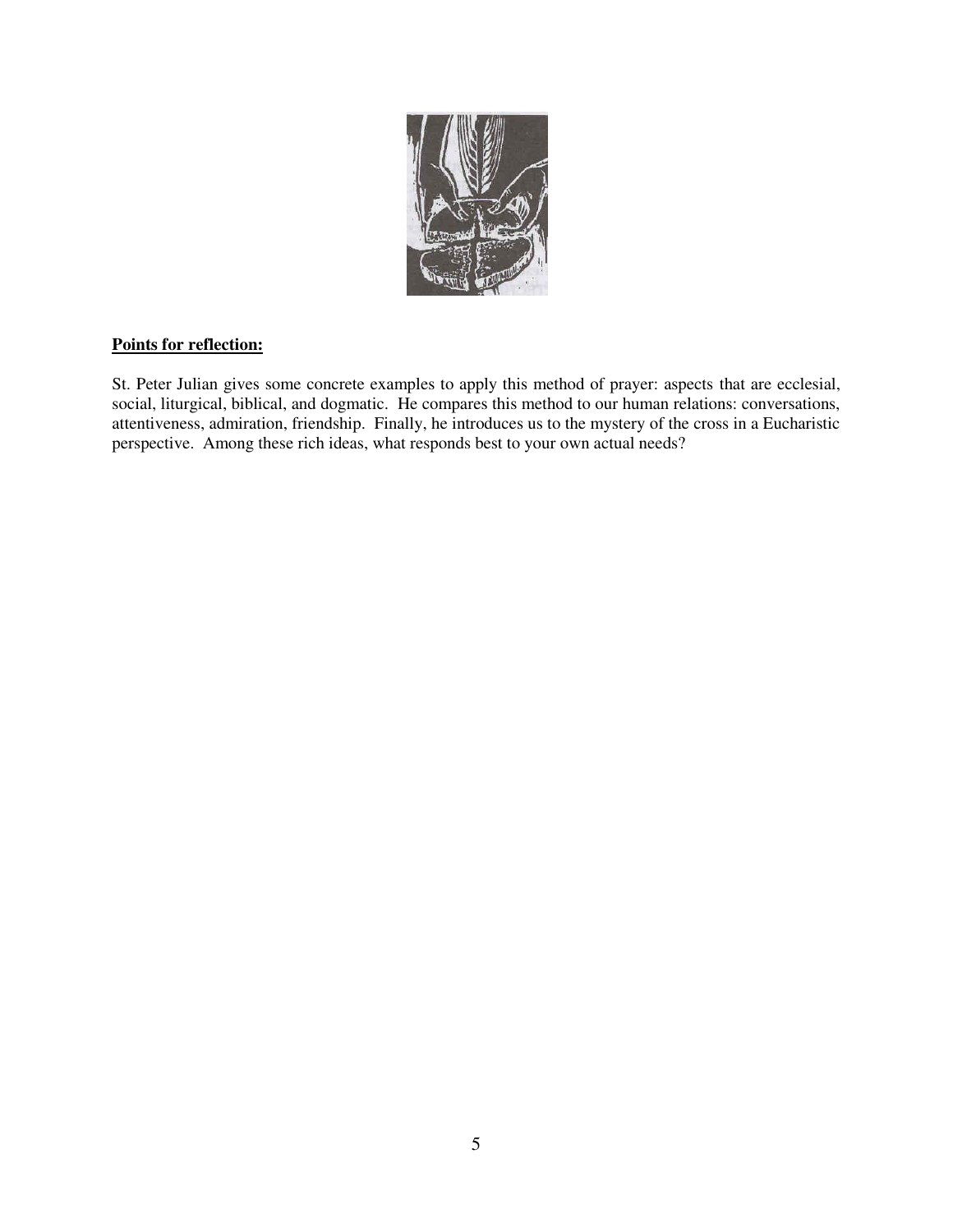**Points for reflection:**

St. Peter Julian gives some concrete examples to apply this method of prayer: aspects that are ecclesial, social, liturgical, biblical, and dogmatic. He compares this method to our human relations: conversations, attentiveness, admiration, friendship. Finally, he introduces us to the mystery of the cross in a Eucharistic perspective. Among these rich ideas, what responds best to your own actual needs?